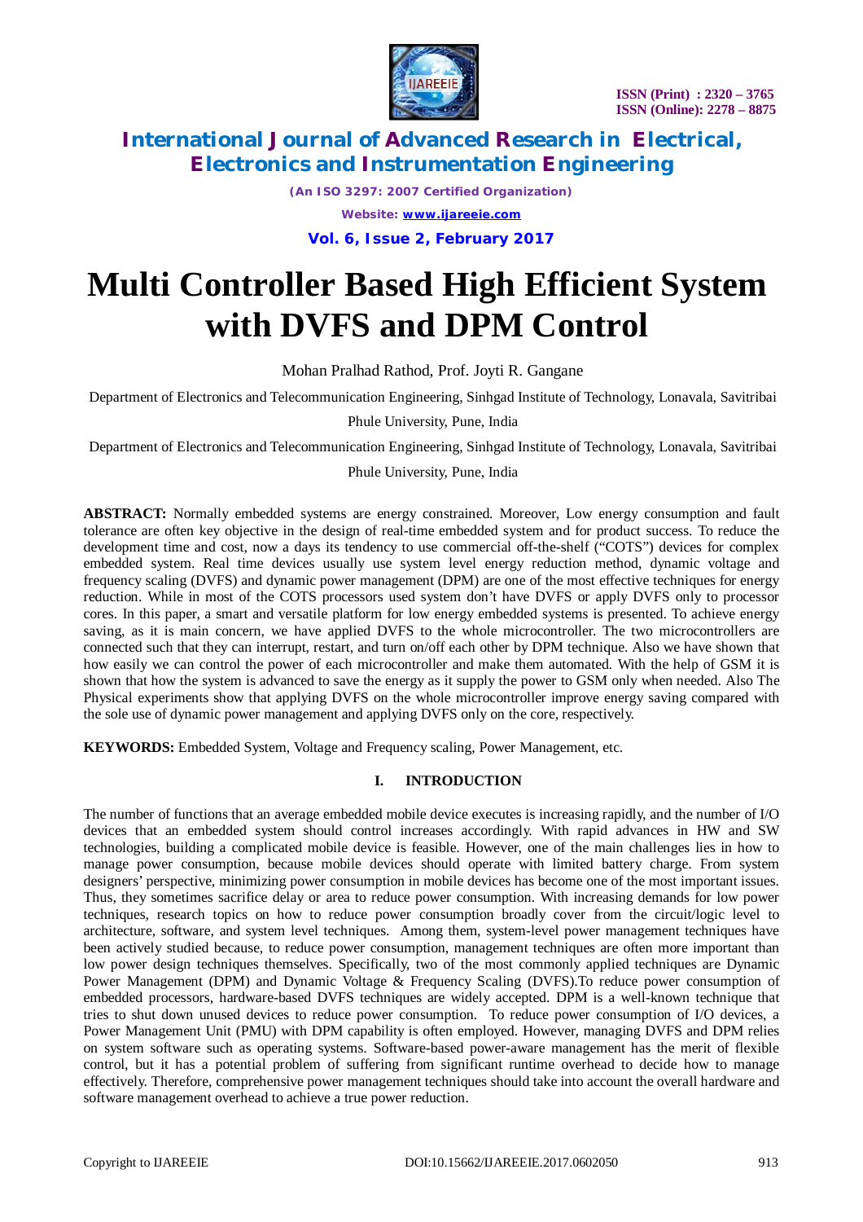# Multi Controller Based High Efficient System with DVFS and DPM Control

Mohan Pralhad Rathod, Prof. Joyti R. Gangane

Department of Electronics and Telecommunication Engineering, Sinhgad Institute of Technology, Lonavala, Savitribai Phule University, Pune, India

Department of Electronics and Telecommunication Engineering, Sinhgad Institute of Technology, Lonavala, Savitribai Phule University, Pune, India

**ABSTRACT:** Normally embedded systems are energy constrained. Moreover, Low energy consumption and fault tolerance are often key objective in the design of real-time embedded system and for product success. To reduce the development time and cost, now a days its tendency to use commercial off-the-shelf ("COTS") devices for complex embedded system. Real time devices usually use system level energy reduction method, dynamic voltage and frequency scaling (DVFS) and dynamic power management (DPM) are one of the most effective techniques for energy reduction. While in most of the COTS processors used system don't have DVFS or apply DVFS only to processor cores. In this paper, a smart and versatile platform for low energy embedded systems is presented. To achieve energy saving, as it is main concern, we have applied DVFS to the whole microcontroller. The two microcontrollers are connected such that they can interrupt, restart, and turn on/off each other by DPM technique. Also we have shown that how easily we can control the power of each microcontroller and make them automated. With the help of GSM it is shown that how the system is advanced to save the energy as it supply the power to GSM only when needed. Also The Physical experiments show that applying DVFS on the whole microcontroller improve energy saving compared with the sole use of dynamic power management and applying DVFS only on the core, respectively.

**KEYWORDS:** Embedded System, Voltage and Frequency scaling, Power Management, etc.

## I. INTRODUCTION

The number of functions that an average embedded mobile device executes is increasing rapidly, and the number of I/O devices that an embedded system should control increases accordingly. With rapid advances in HW and SW technologies, building a complicated mobile device is feasible. However, one of the main challenges lies in how to manage power consumption, because mobile devices should operate with limited battery charge. From system designers' perspective, minimizing power consumption in mobile devices has become one of the most important issues. Thus, they sometimes sacrifice delay or area to reduce power consumption. With increasing demands for low power techniques, research topics on how to reduce power consumption broadly cover from the circuit/logic level to architecture, software, and system level techniques. Among them, system-level power management techniques have been actively studied because, to reduce power consumption, management techniques are often more important than low power design techniques themselves. Specifically, two of the most commonly applied techniques are Dynamic Power Management (DPM) and Dynamic Voltage & Frequency Scaling (DVFS).To reduce power consumption of embedded processors, hardware-based DVFS techniques are widely accepted. DPM is a well-known technique that tries to shut down unused devices to reduce power consumption. To reduce power consumption of I/O devices, a Power Management Unit (PMU) with DPM capability is often employed. However, managing DVFS and DPM relies on system software such as operating systems. Software-based power-aware management has the merit of flexible control, but it has a potential problem of suffering from significant runtime overhead to decide how to manage effectively. Therefore, comprehensive power management techniques should take into account the overall hardware and software management overhead to achieve a true power reduction.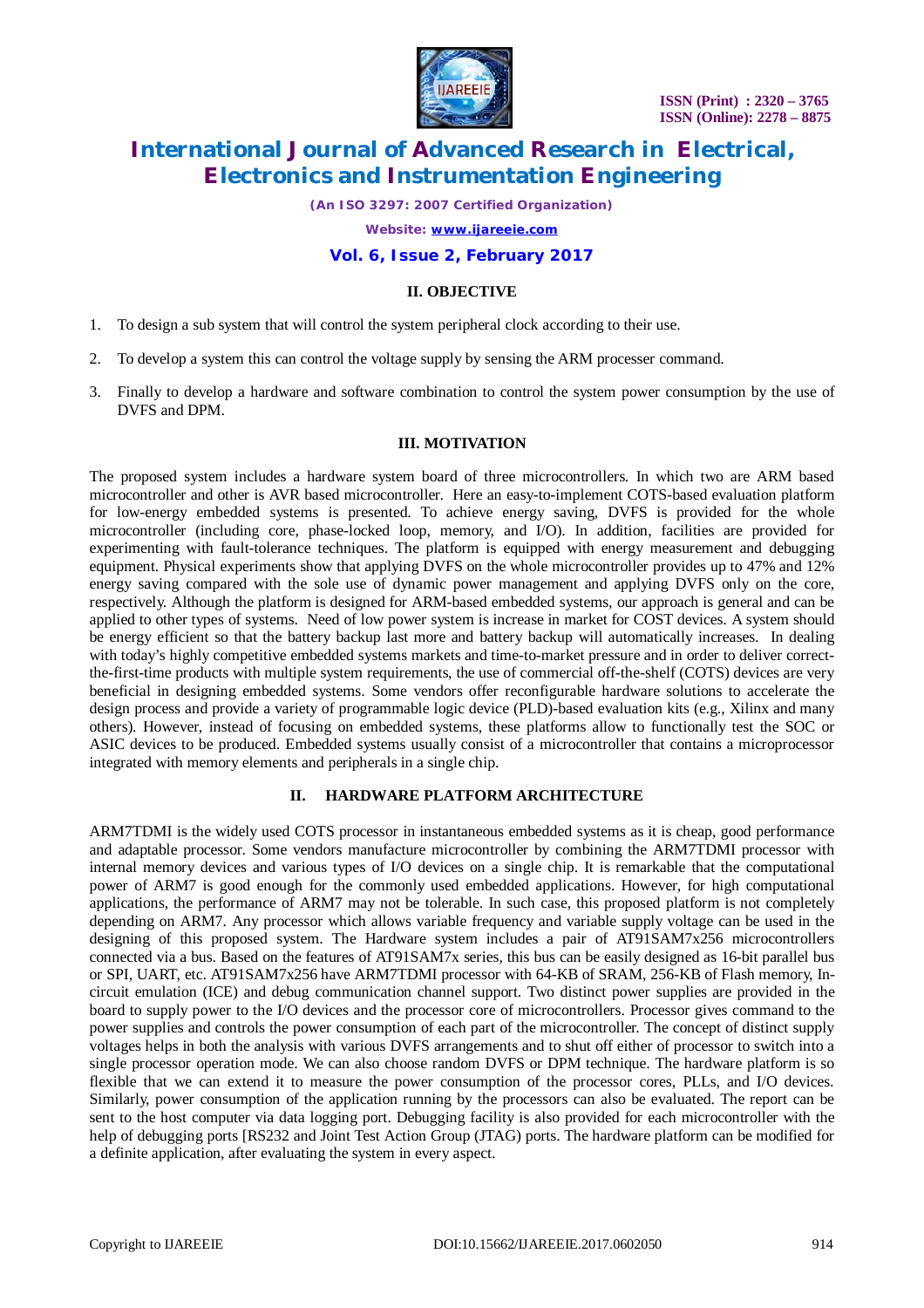## II. OBJECTIVE

1. To design a sub system that will control the system peripheral clock according to their use.
2. To develop a system this can control the voltage supply by sensing the ARM processer command.
3. Finally to develop a hardware and software combination to control the system power consumption by the use of DVFS and DPM.

## III. MOTIVATION

The proposed system includes a hardware system board of three microcontrollers. In which two are ARM based microcontroller and other is AVR based microcontroller. Here an easy-to-implement COTS-based evaluation platform for low-energy embedded systems is presented. To achieve energy saving, DVFS is provided for the whole microcontroller (including core, phase-locked loop, memory, and I/O). In addition, facilities are provided for experimenting with fault-tolerance techniques. The platform is equipped with energy measurement and debugging equipment. Physical experiments show that applying DVFS on the whole microcontroller provides up to 47% and 12% energy saving compared with the sole use of dynamic power management and applying DVFS only on the core, respectively. Although the platform is designed for ARM-based embedded systems, our approach is general and can be applied to other types of systems. Need of low power system is increase in market for COST devices. A system should be energy efficient so that the battery backup last more and battery backup will automatically increases. In dealing with today's highly competitive embedded systems markets and time-to-market pressure and in order to deliver correct-the-first-time products with multiple system requirements, the use of commercial off-the-shelf (COTS) devices are very beneficial in designing embedded systems. Some vendors offer reconfigurable hardware solutions to accelerate the design process and provide a variety of programmable logic device (PLD)-based evaluation kits (e.g., Xilinx and many others). However, instead of focusing on embedded systems, these platforms allow to functionally test the SOC or ASIC devices to be produced. Embedded systems usually consist of a microcontroller that contains a microprocessor integrated with memory elements and peripherals in a single chip.

## II. HARDWARE PLATFORM ARCHITECTURE

ARM7TDMI is the widely used COTS processor in instantaneous embedded systems as it is cheap, good performance and adaptable processor. Some vendors manufacture microcontroller by combining the ARM7TDMI processor with internal memory devices and various types of I/O devices on a single chip. It is remarkable that the computational power of ARM7 is good enough for the commonly used embedded applications. However, for high computational applications, the performance of ARM7 may not be tolerable. In such case, this proposed platform is not completely depending on ARM7. Any processor which allows variable frequency and variable supply voltage can be used in the designing of this proposed system. The Hardware system includes a pair of AT91SAM7x256 microcontrollers connected via a bus. Based on the features of AT91SAM7x series, this bus can be easily designed as 16-bit parallel bus or SPI, UART, etc. AT91SAM7x256 have ARM7TDMI processor with 64-KB of SRAM, 256-KB of Flash memory, In-circuit emulation (ICE) and debug communication channel support. Two distinct power supplies are provided in the board to supply power to the I/O devices and the processor core of microcontrollers. Processor gives command to the power supplies and controls the power consumption of each part of the microcontroller. The concept of distinct supply voltages helps in both the analysis with various DVFS arrangements and to shut off either of processor to switch into a single processor operation mode. We can also choose random DVFS or DPM technique. The hardware platform is so flexible that we can extend it to measure the power consumption of the processor cores, PLLs, and I/O devices. Similarly, power consumption of the application running by the processors can also be evaluated. The report can be sent to the host computer via data logging port. Debugging facility is also provided for each microcontroller with the help of debugging ports [RS232 and Joint Test Action Group (JTAG) ports. The hardware platform can be modified for a definite application, after evaluating the system in every aspect.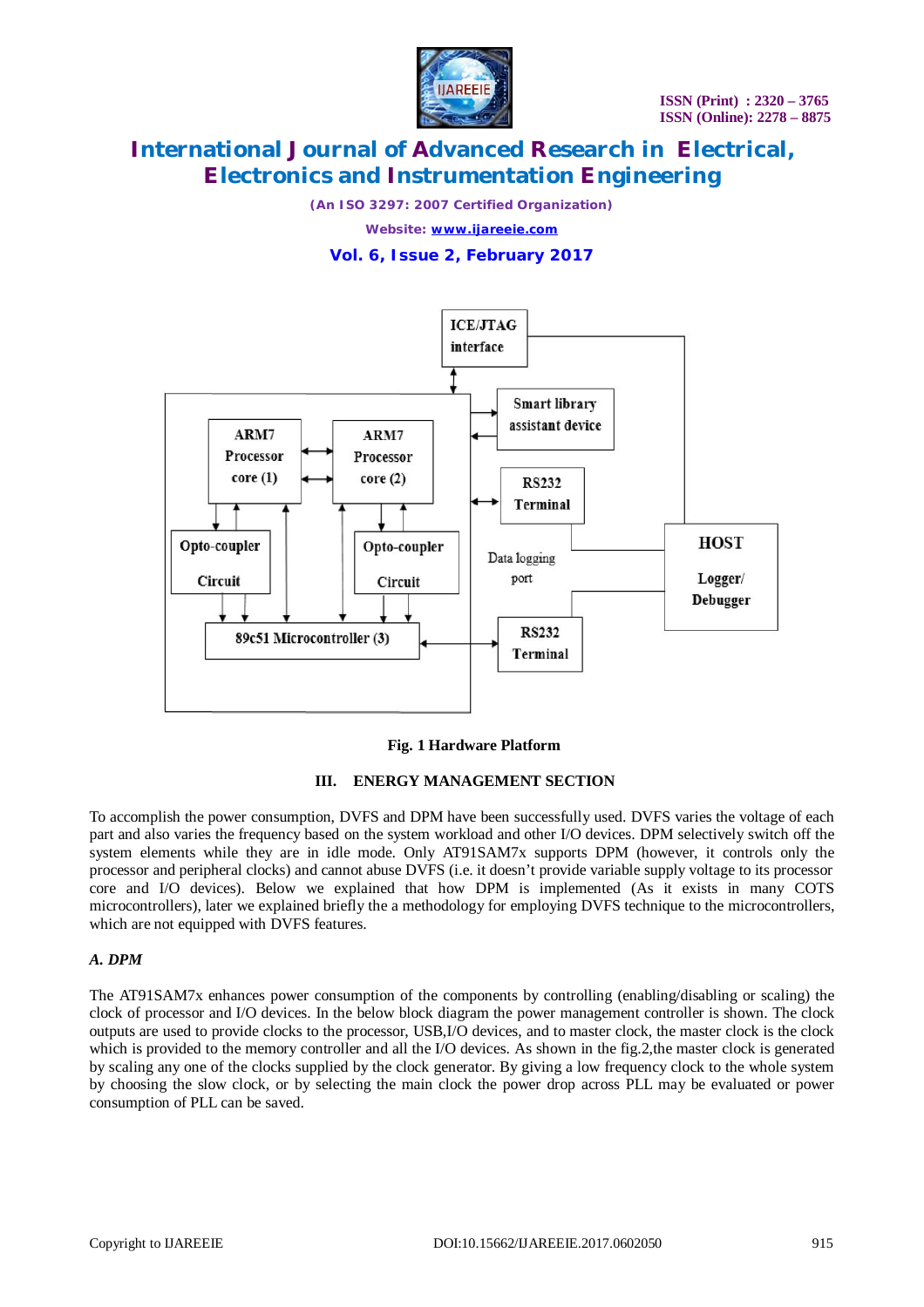Fig. 1 Hardware Platform

## III. ENERGY MANAGEMENT SECTION

To accomplish the power consumption, DVFS and DPM have been successfully used. DVFS varies the voltage of each part and also varies the frequency based on the system workload and other I/O devices. DPM selectively switch off the system elements while they are in idle mode. Only AT91SAM7x supports DPM (however, it controls only the processor and peripheral clocks) and cannot abuse DVFS (i.e. it doesn't provide variable supply voltage to its processor core and I/O devices). Below we explained that how DPM is implemented (As it exists in many COTS microcontrollers), later we explained briefly the a methodology for employing DVFS technique to the microcontrollers, which are not equipped with DVFS features.

### *A. DPM*

The AT91SAM7x enhances power consumption of the components by controlling (enabling/disabling or scaling) the clock of processor and I/O devices. In the below block diagram the power management controller is shown. The clock outputs are used to provide clocks to the processor, USB,I/O devices, and to master clock, the master clock is the clock which is provided to the memory controller and all the I/O devices. As shown in the fig.2,the master clock is generated by scaling any one of the clocks supplied by the clock generator. By giving a low frequency clock to the whole system by choosing the slow clock, or by selecting the main clock the power drop across PLL may be evaluated or power consumption of PLL can be saved.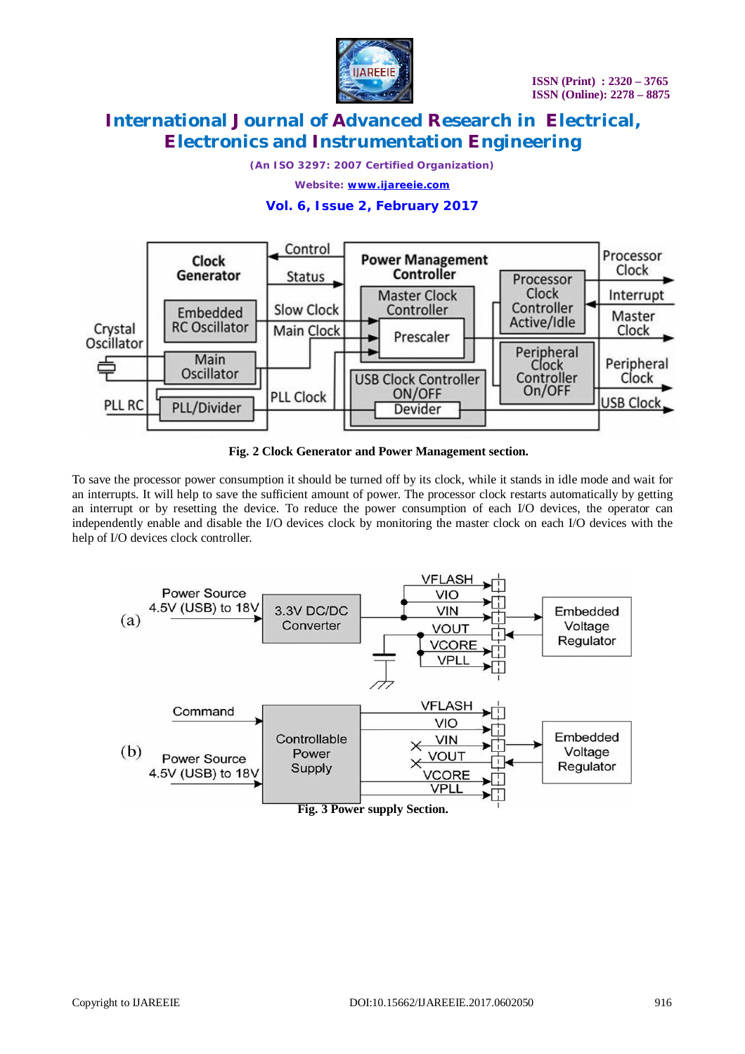Fig. 2 Clock Generator and Power Management section.

To save the processor power consumption it should be turned off by its clock, while it stands in idle mode and wait for an interrupts. It will help to save the sufficient amount of power. The processor clock restarts automatically by getting an interrupt or by resetting the device. To reduce the power consumption of each I/O devices, the operator can independently enable and disable the I/O devices clock by monitoring the master clock on each I/O devices with the help of I/O devices clock controller.

Fig. 3 Power supply Section.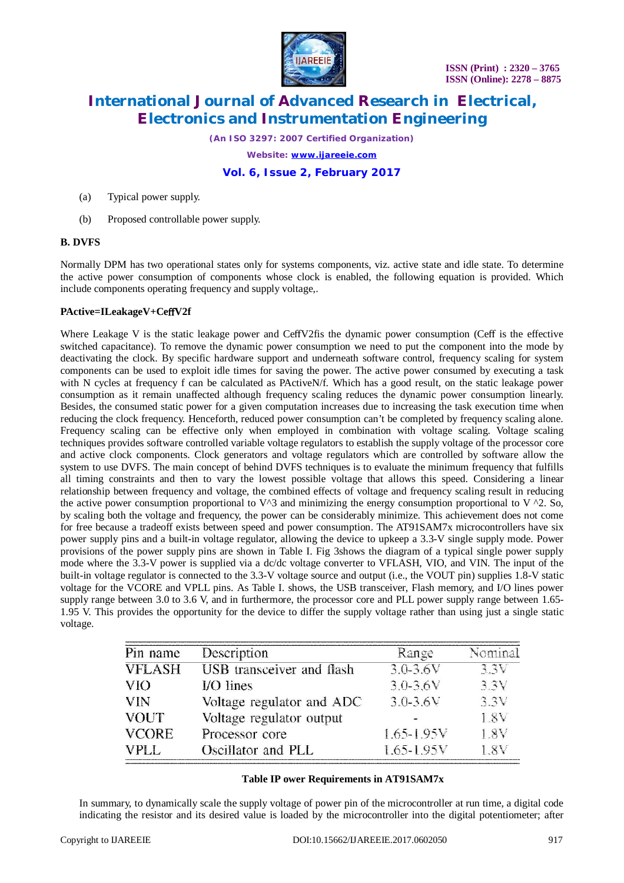(a) Typical power supply.

(b) Proposed controllable power supply.

### B. DVFS

Normally DPM has two operational states only for systems components, viz. active state and idle state. To determine the active power consumption of components whose clock is enabled, the following equation is provided. Which include components operating frequency and supply voltage,.

**PActive=ILeakageV+CeffV2f**

Where Leakage V is the static leakage power and CeffV2fis the dynamic power consumption (Ceff is the effective switched capacitance). To remove the dynamic power consumption we need to put the component into the mode by deactivating the clock. By specific hardware support and underneath software control, frequency scaling for system components can be used to exploit idle times for saving the power. The active power consumed by executing a task with N cycles at frequency f can be calculated as PActiveN/f. Which has a good result, on the static leakage power consumption as it remain unaffected although frequency scaling reduces the dynamic power consumption linearly. Besides, the consumed static power for a given computation increases due to increasing the task execution time when reducing the clock frequency. Henceforth, reduced power consumption can't be completed by frequency scaling alone. Frequency scaling can be effective only when employed in combination with voltage scaling. Voltage scaling techniques provides software controlled variable voltage regulators to establish the supply voltage of the processor core and active clock components. Clock generators and voltage regulators which are controlled by software allow the system to use DVFS. The main concept of behind DVFS techniques is to evaluate the minimum frequency that fulfills all timing constraints and then to vary the lowest possible voltage that allows this speed. Considering a linear relationship between frequency and voltage, the combined effects of voltage and frequency scaling result in reducing the active power consumption proportional to V^3 and minimizing the energy consumption proportional to V ^2. So, by scaling both the voltage and frequency, the power can be considerably minimize. This achievement does not come for free because a tradeoff exists between speed and power consumption. The AT91SAM7x microcontrollers have six power supply pins and a built-in voltage regulator, allowing the device to upkeep a 3.3-V single supply mode. Power provisions of the power supply pins are shown in Table I. Fig 3shows the diagram of a typical single power supply mode where the 3.3-V power is supplied via a dc/dc voltage converter to VFLASH, VIO, and VIN. The input of the built-in voltage regulator is connected to the 3.3-V voltage source and output (i.e., the VOUT pin) supplies 1.8-V static voltage for the VCORE and VPLL pins. As Table I. shows, the USB transceiver, Flash memory, and I/O lines power supply range between 3.0 to 3.6 V, and in furthermore, the processor core and PLL power supply range between 1.65-1.95 V. This provides the opportunity for the device to differ the supply voltage rather than using just a single static voltage.

| Pin name | Description | Range | Nominal |
|---|---|---|---|
| VFLASH | USB transceiver and flash | 3.0-3.6V | 3.3V |
| VIO | I/O lines | 3.0-3.6V | 3.3V |
| VIN | Voltage regulator and ADC | 3.0-3.6V | 3.3V |
| VOUT | Voltage regulator output | - | 1.8V |
| VCORE | Processor core | 1.65-1.95V | 1.8V |
| VPLL | Oscillator and PLL | 1.65-1.95V | 1.8V |

**Table IP ower Requirements in AT91SAM7x**

In summary, to dynamically scale the supply voltage of power pin of the microcontroller at run time, a digital code indicating the resistor and its desired value is loaded by the microcontroller into the digital potentiometer; after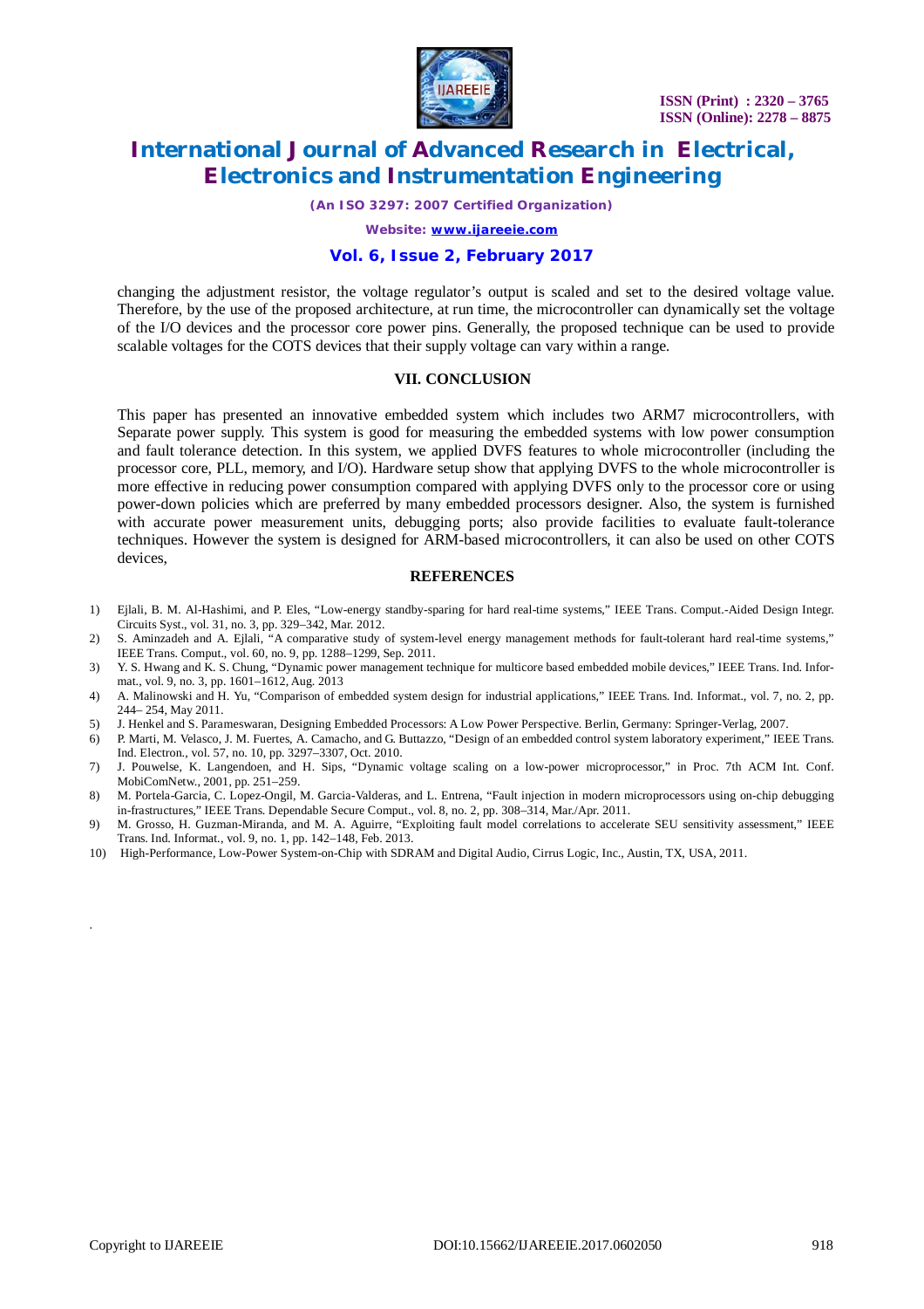changing the adjustment resistor, the voltage regulator's output is scaled and set to the desired voltage value. Therefore, by the use of the proposed architecture, at run time, the microcontroller can dynamically set the voltage of the I/O devices and the processor core power pins. Generally, the proposed technique can be used to provide scalable voltages for the COTS devices that their supply voltage can vary within a range.

## VII. CONCLUSION

This paper has presented an innovative embedded system which includes two ARM7 microcontrollers, with Separate power supply. This system is good for measuring the embedded systems with low power consumption and fault tolerance detection. In this system, we applied DVFS features to whole microcontroller (including the processor core, PLL, memory, and I/O). Hardware setup show that applying DVFS to the whole microcontroller is more effective in reducing power consumption compared with applying DVFS only to the processor core or using power-down policies which are preferred by many embedded processors designer. Also, the system is furnished with accurate power measurement units, debugging ports; also provide facilities to evaluate fault-tolerance techniques. However the system is designed for ARM-based microcontrollers, it can also be used on other COTS devices,

## REFERENCES

1) Ejlali, B. M. Al-Hashimi, and P. Eles, "Low-energy standby-sparing for hard real-time systems," IEEE Trans. Comput.-Aided Design Integr. Circuits Syst., vol. 31, no. 3, pp. 329–342, Mar. 2012.
2) S. Aminzadeh and A. Ejlali, "A comparative study of system-level energy management methods for fault-tolerant hard real-time systems," IEEE Trans. Comput., vol. 60, no. 9, pp. 1288–1299, Sep. 2011.
3) Y. S. Hwang and K. S. Chung, "Dynamic power management technique for multicore based embedded mobile devices," IEEE Trans. Ind. Informat., vol. 9, no. 3, pp. 1601–1612, Aug. 2013
4) A. Malinowski and H. Yu, "Comparison of embedded system design for industrial applications," IEEE Trans. Ind. Informat., vol. 7, no. 2, pp. 244– 254, May 2011.
5) J. Henkel and S. Parameswaran, Designing Embedded Processors: A Low Power Perspective. Berlin, Germany: Springer-Verlag, 2007.
6) P. Marti, M. Velasco, J. M. Fuertes, A. Camacho, and G. Buttazzo, "Design of an embedded control system laboratory experiment," IEEE Trans. Ind. Electron., vol. 57, no. 10, pp. 3297–3307, Oct. 2010.
7) J. Pouwelse, K. Langendoen, and H. Sips, "Dynamic voltage scaling on a low-power microprocessor," in Proc. 7th ACM Int. Conf. MobiComNetw., 2001, pp. 251–259.
8) M. Portela-Garcia, C. Lopez-Ongil, M. Garcia-Valderas, and L. Entrena, "Fault injection in modern microprocessors using on-chip debugging in-frastructures," IEEE Trans. Dependable Secure Comput., vol. 8, no. 2, pp. 308–314, Mar./Apr. 2011.
9) M. Grosso, H. Guzman-Miranda, and M. A. Aguirre, "Exploiting fault model correlations to accelerate SEU sensitivity assessment," IEEE Trans. Ind. Informat., vol. 9, no. 1, pp. 142–148, Feb. 2013.
10) High-Performance, Low-Power System-on-Chip with SDRAM and Digital Audio, Cirrus Logic, Inc., Austin, TX, USA, 2011.